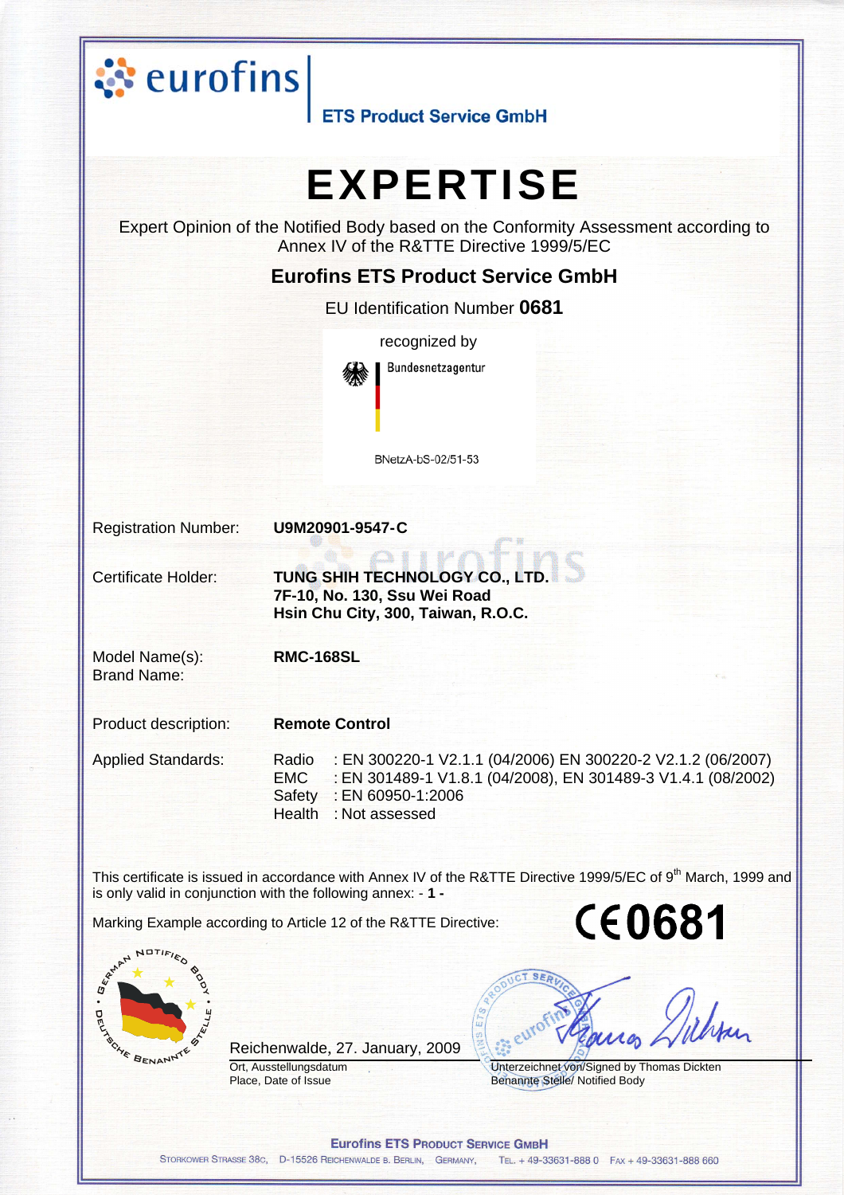eurofins | ETS Product Service GmbH

# EXPERTISE

Expert Opinion of the Notified Body based on the Conformity Assessment according to Annex IV of the R&TTE Directive 1999/5/EC

## Eurofins ETS Product Service GmbH

EU Identification Number **0681**

recognized by

Bundesnetzagentur

BNetzA-bS-02/51-53

| | |
|---|---|
| Registration Number: | **U9M20901-9547-C** |
| Certificate Holder: | **TUNG SHIH TECHNOLOGY CO., LTD.**<br>**7F-10, No. 130, Ssu Wei Road**<br>**Hsin Chu City, 300, Taiwan, R.O.C.** |
| Model Name(s):<br>Brand Name: | **RMC-168SL** |
| Product description: | **Remote Control** |
| Applied Standards: | Radio : EN 300220-1 V2.1.1 (04/2006) EN 300220-2 V2.1.2 (06/2007)<br>EMC : EN 301489-1 V1.8.1 (04/2008), EN 301489-3 V1.4.1 (08/2002)<br>Safety : EN 60950-1:2006<br>Health : Not assessed |

This certificate is issued in accordance with Annex IV of the R&TTE Directive 1999/5/EC of 9th March, 1999 and is only valid in conjunction with the following annex: - **1** -

Marking Example according to Article 12 of the R&TTE Directive: **CE0681**

GERMAN NOTIFIED BODY • DEUTSCHE BENANNTE STELLE

Reichenwalde, 27. January, 2009

Ort, Ausstellungsdatum
Place, Date of Issue

Unterzeichnet von/Signed by Thomas Dickten
Benannte Stelle/ Notified Body

**Eurofins ETS Product Service GmbH**

Storkower Strasse 38c, D-15526 Reichenwalde b. Berlin, Germany, Tel. + 49-33631-888 0 Fax + 49-33631-888 660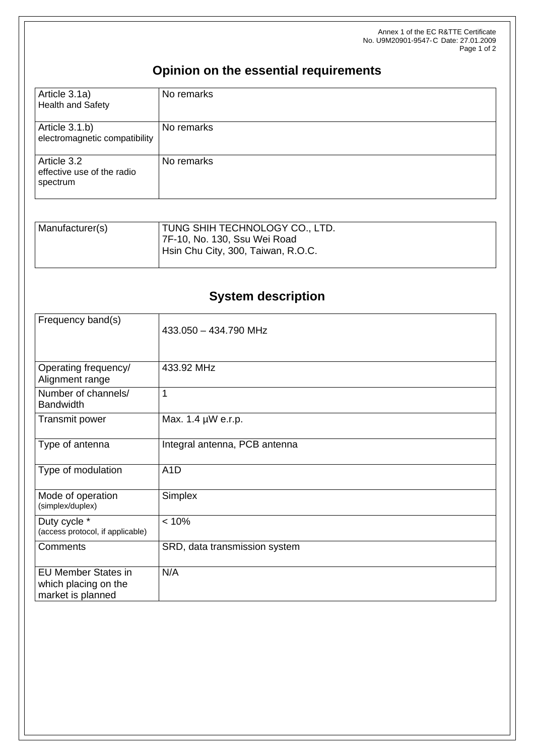## Opinion on the essential requirements

| | |
|---|---|
| Article 3.1a) Health and Safety | No remarks |
| Article 3.1.b) electromagnetic compatibility | No remarks |
| Article 3.2 effective use of the radio spectrum | No remarks |

| | |
|---|---|
| Manufacturer(s) | TUNG SHIH TECHNOLOGY CO., LTD.<br>7F-10, No. 130, Ssu Wei Road<br>Hsin Chu City, 300, Taiwan, R.O.C. |

## System description

| | |
|---|---|
| Frequency band(s) | 433.050 – 434.790 MHz |
| Operating frequency/ Alignment range | 433.92 MHz |
| Number of channels/ Bandwidth | 1 |
| Transmit power | Max. 1.4 µW e.r.p. |
| Type of antenna | Integral antenna, PCB antenna |
| Type of modulation | A1D |
| Mode of operation (simplex/duplex) | Simplex |
| Duty cycle * (access protocol, if applicable) | < 10% |
| Comments | SRD, data transmission system |
| EU Member States in which placing on the market is planned | N/A |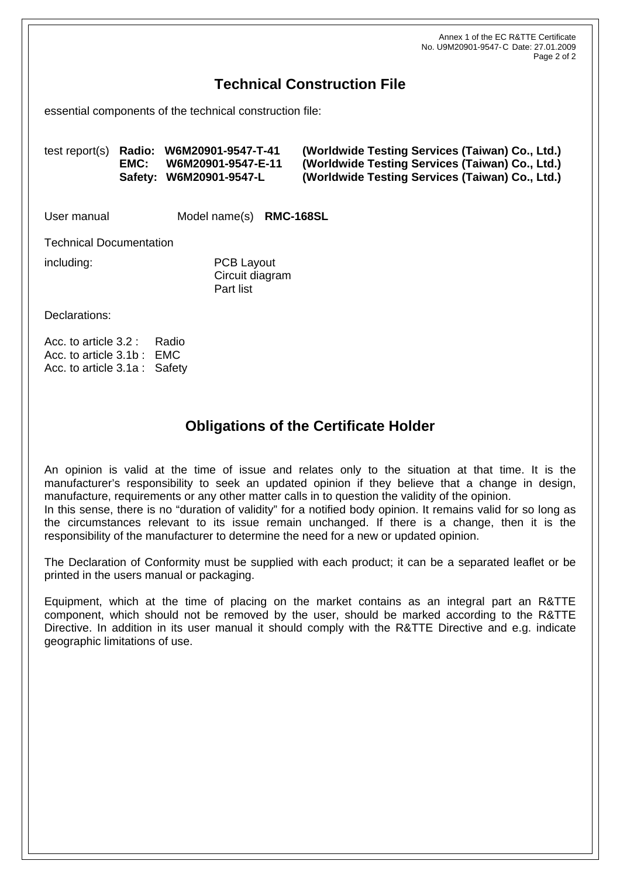# Technical Construction File

essential components of the technical construction file:

| | | | |
|---|---|---|---|
| test report(s) | **Radio:** | **W6M20901-9547-T-41** | **(Worldwide Testing Services (Taiwan) Co., Ltd.)** |
| | **EMC:** | **W6M20901-9547-E-11** | **(Worldwide Testing Services (Taiwan) Co., Ltd.)** |
| | **Safety:** | **W6M20901-9547-L** | **(Worldwide Testing Services (Taiwan) Co., Ltd.)** |

User manual Model name(s) **RMC-168SL**

Technical Documentation

including:
- PCB Layout
- Circuit diagram
- Part list

Declarations:

Acc. to article 3.2 : Radio
Acc. to article 3.1b : EMC
Acc. to article 3.1a : Safety

# Obligations of the Certificate Holder

An opinion is valid at the time of issue and relates only to the situation at that time. It is the manufacturer's responsibility to seek an updated opinion if they believe that a change in design, manufacture, requirements or any other matter calls in to question the validity of the opinion.
In this sense, there is no "duration of validity" for a notified body opinion. It remains valid for so long as the circumstances relevant to its issue remain unchanged. If there is a change, then it is the responsibility of the manufacturer to determine the need for a new or updated opinion.

The Declaration of Conformity must be supplied with each product; it can be a separated leaflet or be printed in the users manual or packaging.

Equipment, which at the time of placing on the market contains as an integral part an R&TTE component, which should not be removed by the user, should be marked according to the R&TTE Directive. In addition in its user manual it should comply with the R&TTE Directive and e.g. indicate geographic limitations of use.